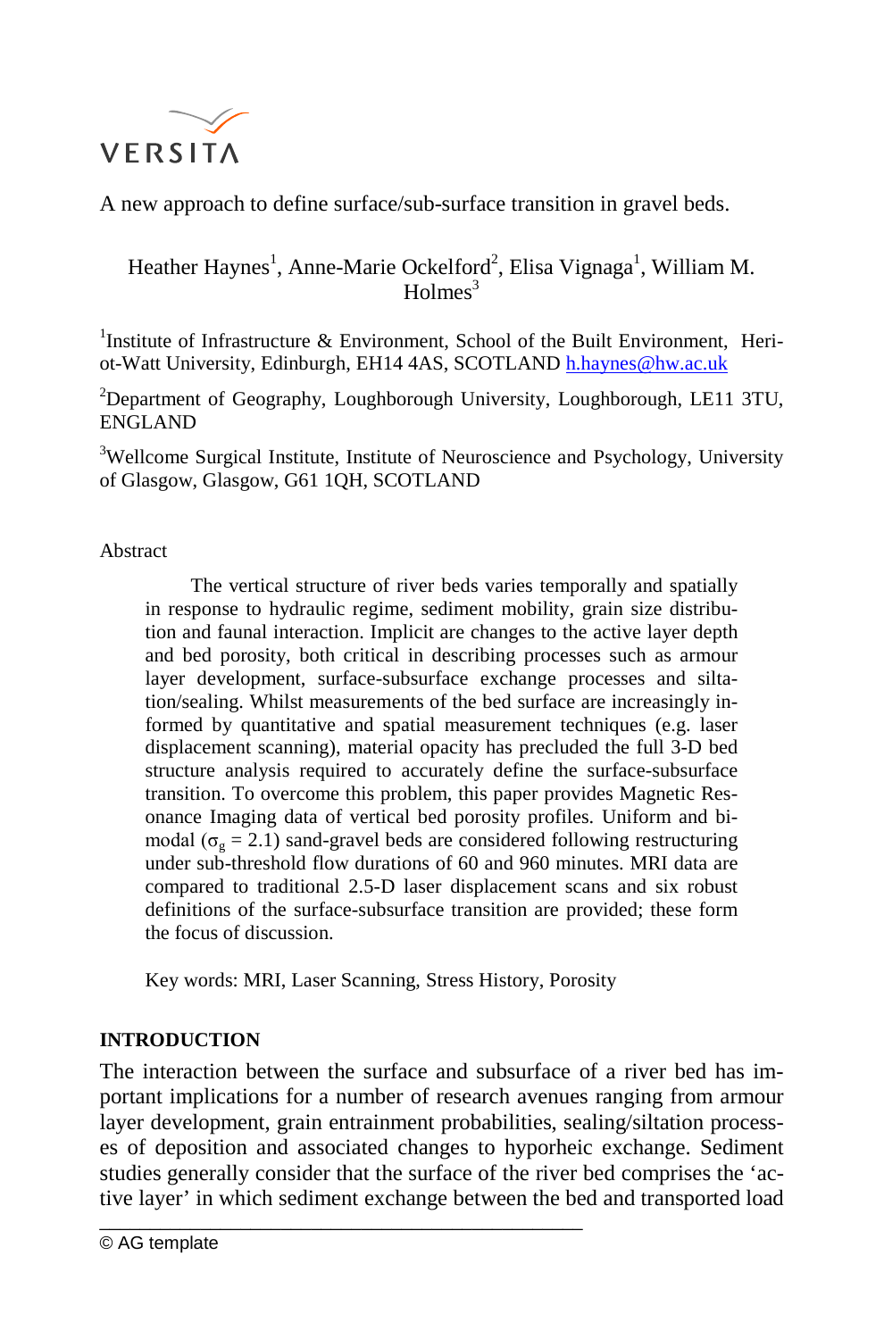VERSITA

# A new approach to define surface/sub-surface transition in gravel beds.

Heather Haynes[1], Anne-Marie Ockelford[2], Elisa Vignaga[1], William M. Holmes[3]

[1]Institute of Infrastructure & Environment, School of the Built Environment, Heriot-Watt University, Edinburgh, EH14 4AS, SCOTLAND h.haynes@hw.ac.uk

[2]Department of Geography, Loughborough University, Loughborough, LE11 3TU, ENGLAND

[3]Wellcome Surgical Institute, Institute of Neuroscience and Psychology, University of Glasgow, Glasgow, G61 1QH, SCOTLAND

## Abstract

The vertical structure of river beds varies temporally and spatially in response to hydraulic regime, sediment mobility, grain size distribution and faunal interaction. Implicit are changes to the active layer depth and bed porosity, both critical in describing processes such as armour layer development, surface-subsurface exchange processes and siltation/sealing. Whilst measurements of the bed surface are increasingly informed by quantitative and spatial measurement techniques (e.g. laser displacement scanning), material opacity has precluded the full 3-D bed structure analysis required to accurately define the surface-subsurface transition. To overcome this problem, this paper provides Magnetic Resonance Imaging data of vertical bed porosity profiles. Uniform and bimodal ($\sigma_g = 2.1$) sand-gravel beds are considered following restructuring under sub-threshold flow durations of 60 and 960 minutes. MRI data are compared to traditional 2.5-D laser displacement scans and six robust definitions of the surface-subsurface transition are provided; these form the focus of discussion.

Key words: MRI, Laser Scanning, Stress History, Porosity

## INTRODUCTION

The interaction between the surface and subsurface of a river bed has important implications for a number of research avenues ranging from armour layer development, grain entrainment probabilities, sealing/siltation processes of deposition and associated changes to hyporheic exchange. Sediment studies generally consider that the surface of the river bed comprises the 'active layer' in which sediment exchange between the bed and transported load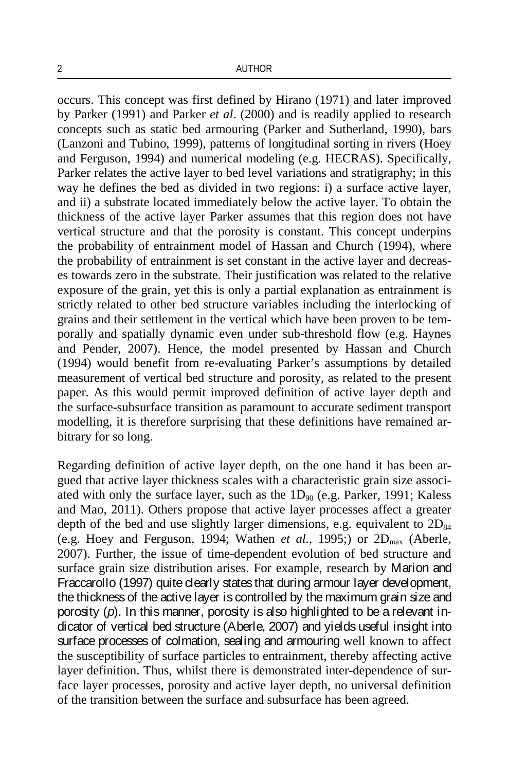occurs. This concept was first defined by Hirano (1971) and later improved by Parker (1991) and Parker *et al*. (2000) and is readily applied to research concepts such as static bed armouring (Parker and Sutherland, 1990), bars (Lanzoni and Tubino, 1999), patterns of longitudinal sorting in rivers (Hoey and Ferguson, 1994) and numerical modeling (e.g. HECRAS). Specifically, Parker relates the active layer to bed level variations and stratigraphy; in this way he defines the bed as divided in two regions: i) a surface active layer, and ii) a substrate located immediately below the active layer. To obtain the thickness of the active layer Parker assumes that this region does not have vertical structure and that the porosity is constant. This concept underpins the probability of entrainment model of Hassan and Church (1994), where the probability of entrainment is set constant in the active layer and decreases towards zero in the substrate. Their justification was related to the relative exposure of the grain, yet this is only a partial explanation as entrainment is strictly related to other bed structure variables including the interlocking of grains and their settlement in the vertical which have been proven to be temporally and spatially dynamic even under sub-threshold flow (e.g. Haynes and Pender, 2007). Hence, the model presented by Hassan and Church (1994) would benefit from re-evaluating Parker's assumptions by detailed measurement of vertical bed structure and porosity, as related to the present paper. As this would permit improved definition of active layer depth and the surface-subsurface transition as paramount to accurate sediment transport modelling, it is therefore surprising that these definitions have remained arbitrary for so long.

Regarding definition of active layer depth, on the one hand it has been argued that active layer thickness scales with a characteristic grain size associated with only the surface layer, such as the $1D_{90}$ (e.g. Parker, 1991; Kaless and Mao, 2011). Others propose that active layer processes affect a greater depth of the bed and use slightly larger dimensions, e.g. equivalent to $2D_{84}$ (e.g. Hoey and Ferguson, 1994; Wathen *et al.*, 1995;) or $2D_{max}$ (Aberle, 2007). Further, the issue of time-dependent evolution of bed structure and surface grain size distribution arises. For example, research by Marion and Fraccarollo (1997) quite clearly states that during armour layer development, the thickness of the active layer is controlled by the maximum grain size and porosity ($p$). In this manner, porosity is also highlighted to be a relevant indicator of vertical bed structure (Aberle, 2007) and yields useful insight into surface processes of colmation, sealing and armouring well known to affect the susceptibility of surface particles to entrainment, thereby affecting active layer definition. Thus, whilst there is demonstrated inter-dependence of surface layer processes, porosity and active layer depth, no universal definition of the transition between the surface and subsurface has been agreed.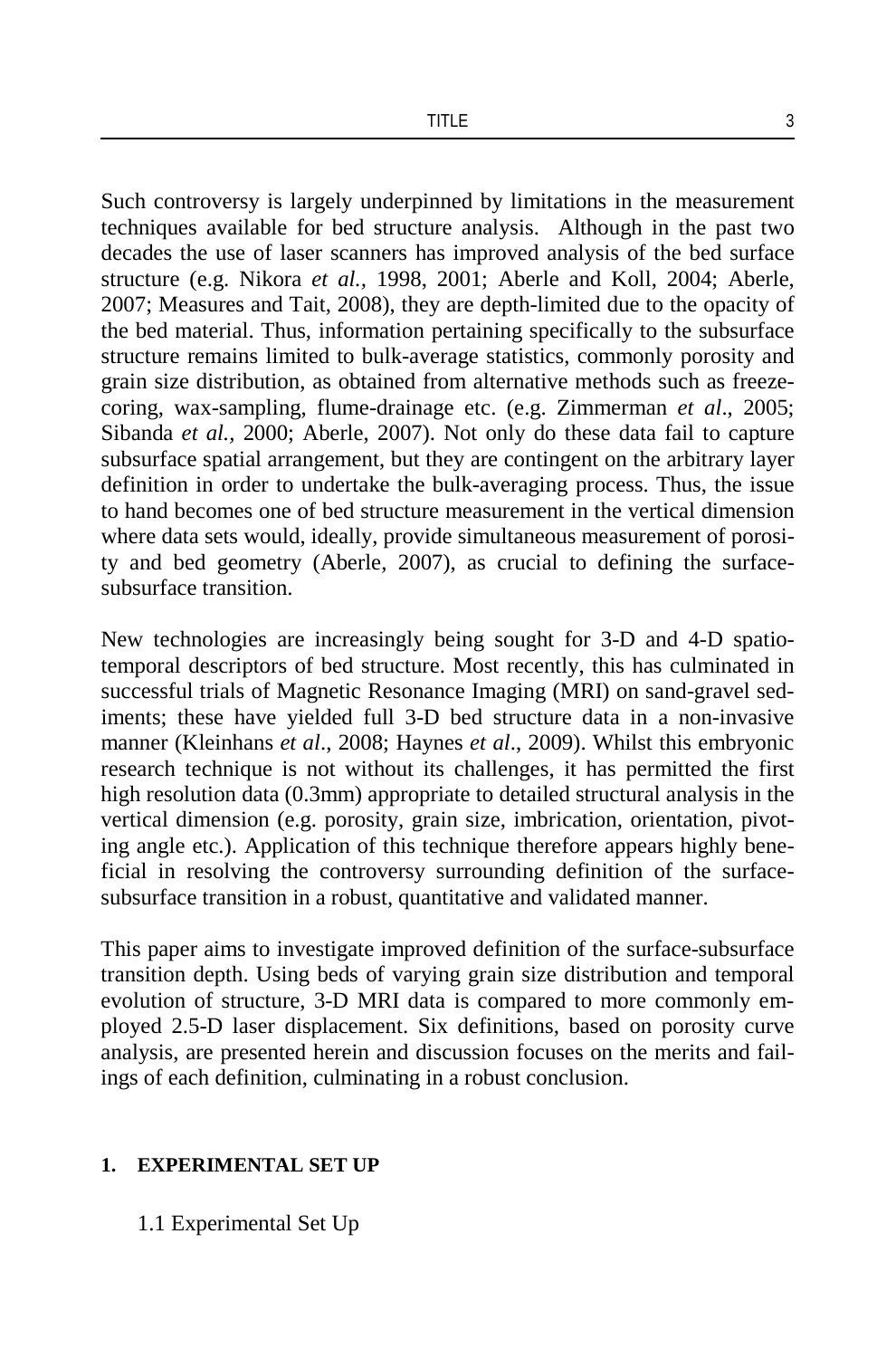Such controversy is largely underpinned by limitations in the measurement techniques available for bed structure analysis. Although in the past two decades the use of laser scanners has improved analysis of the bed surface structure (e.g. Nikora *et al.*, 1998, 2001; Aberle and Koll, 2004; Aberle, 2007; Measures and Tait, 2008), they are depth-limited due to the opacity of the bed material. Thus, information pertaining specifically to the subsurface structure remains limited to bulk-average statistics, commonly porosity and grain size distribution, as obtained from alternative methods such as freeze-coring, wax-sampling, flume-drainage etc. (e.g. Zimmerman *et al*., 2005; Sibanda *et al.*, 2000; Aberle, 2007). Not only do these data fail to capture subsurface spatial arrangement, but they are contingent on the arbitrary layer definition in order to undertake the bulk-averaging process. Thus, the issue to hand becomes one of bed structure measurement in the vertical dimension where data sets would, ideally, provide simultaneous measurement of porosity and bed geometry (Aberle, 2007), as crucial to defining the surface-subsurface transition.

New technologies are increasingly being sought for 3-D and 4-D spatio-temporal descriptors of bed structure. Most recently, this has culminated in successful trials of Magnetic Resonance Imaging (MRI) on sand-gravel sediments; these have yielded full 3-D bed structure data in a non-invasive manner (Kleinhans *et al*., 2008; Haynes *et al*., 2009). Whilst this embryonic research technique is not without its challenges, it has permitted the first high resolution data (0.3mm) appropriate to detailed structural analysis in the vertical dimension (e.g. porosity, grain size, imbrication, orientation, pivoting angle etc.). Application of this technique therefore appears highly beneficial in resolving the controversy surrounding definition of the surface-subsurface transition in a robust, quantitative and validated manner.

This paper aims to investigate improved definition of the surface-subsurface transition depth. Using beds of varying grain size distribution and temporal evolution of structure, 3-D MRI data is compared to more commonly employed 2.5-D laser displacement. Six definitions, based on porosity curve analysis, are presented herein and discussion focuses on the merits and failings of each definition, culminating in a robust conclusion.

## 1. EXPERIMENTAL SET UP

### 1.1 Experimental Set Up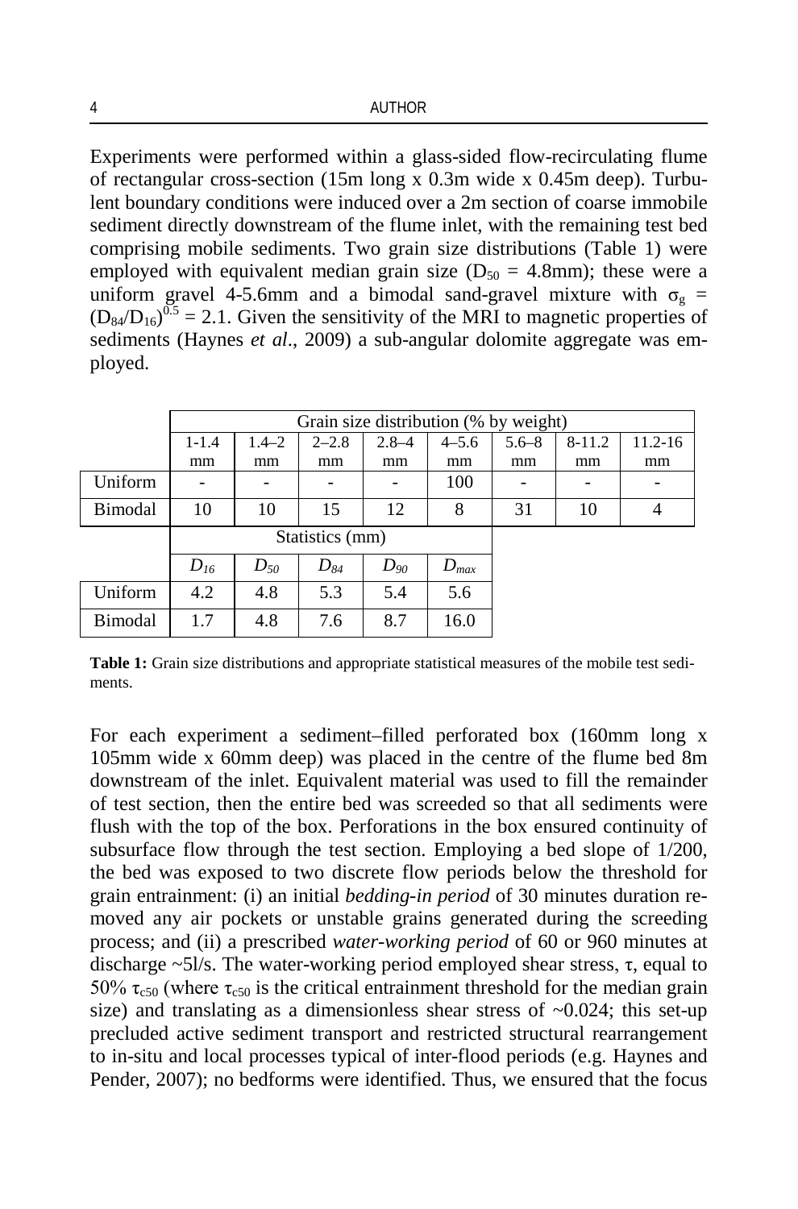Experiments were performed within a glass-sided flow-recirculating flume of rectangular cross-section (15m long x 0.3m wide x 0.45m deep). Turbulent boundary conditions were induced over a 2m section of coarse immobile sediment directly downstream of the flume inlet, with the remaining test bed comprising mobile sediments. Two grain size distributions (Table 1) were employed with equivalent median grain size ($D_{50}$ = 4.8mm); these were a uniform gravel 4-5.6mm and a bimodal sand-gravel mixture with $\sigma_g = (D_{84}/D_{16})^{0.5} = 2.1$. Given the sensitivity of the MRI to magnetic properties of sediments (Haynes *et al*., 2009) a sub-angular dolomite aggregate was employed.

| | Grain size distribution (% by weight) | | | | | | | |
|---|---|---|---|---|---|---|---|---|
| | 1-1.4 mm | 1.4–2 mm | 2–2.8 mm | 2.8–4 mm | 4–5.6 mm | 5.6–8 mm | 8-11.2 mm | 11.2-16 mm |
| Uniform | - | - | - | - | 100 | - | - | - |
| Bimodal | 10 | 10 | 15 | 12 | 8 | 31 | 10 | 4 |
| | Statistics (mm) | | | | | | | |
| | $D_{16}$ | $D_{50}$ | $D_{84}$ | $D_{90}$ | $D_{max}$ | | | |
| Uniform | 4.2 | 4.8 | 5.3 | 5.4 | 5.6 | | | |
| Bimodal | 1.7 | 4.8 | 7.6 | 8.7 | 16.0 | | | |

**Table 1:** Grain size distributions and appropriate statistical measures of the mobile test sediments.

For each experiment a sediment–filled perforated box (160mm long x 105mm wide x 60mm deep) was placed in the centre of the flume bed 8m downstream of the inlet. Equivalent material was used to fill the remainder of test section, then the entire bed was screeded so that all sediments were flush with the top of the box. Perforations in the box ensured continuity of subsurface flow through the test section. Employing a bed slope of 1/200, the bed was exposed to two discrete flow periods below the threshold for grain entrainment: (i) an initial *bedding-in period* of 30 minutes duration removed any air pockets or unstable grains generated during the screeding process; and (ii) a prescribed *water-working period* of 60 or 960 minutes at discharge ~5l/s. The water-working period employed shear stress, $\tau$, equal to 50% $\tau_{c50}$ (where $\tau_{c50}$ is the critical entrainment threshold for the median grain size) and translating as a dimensionless shear stress of ~0.024; this set-up precluded active sediment transport and restricted structural rearrangement to in-situ and local processes typical of inter-flood periods (e.g. Haynes and Pender, 2007); no bedforms were identified. Thus, we ensured that the focus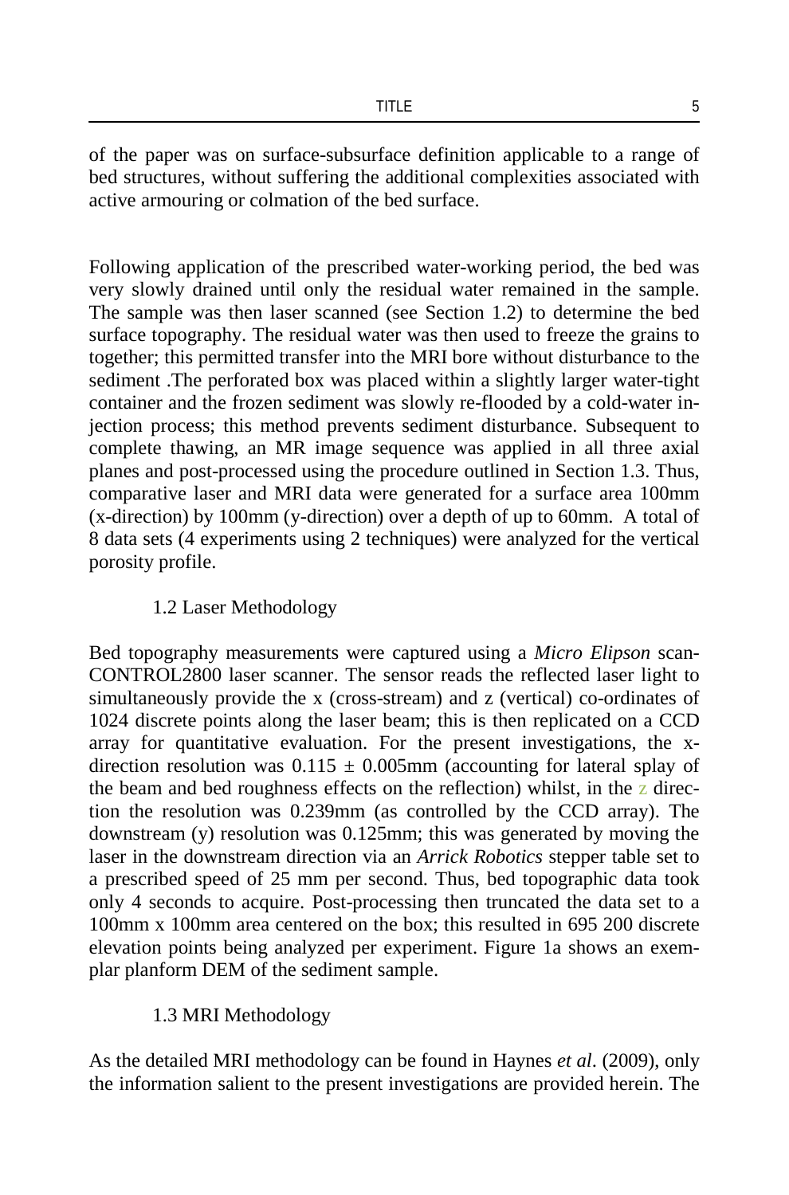of the paper was on surface-subsurface definition applicable to a range of bed structures, without suffering the additional complexities associated with active armouring or colmation of the bed surface.

Following application of the prescribed water-working period, the bed was very slowly drained until only the residual water remained in the sample. The sample was then laser scanned (see Section 1.2) to determine the bed surface topography. The residual water was then used to freeze the grains to together; this permitted transfer into the MRI bore without disturbance to the sediment .The perforated box was placed within a slightly larger water-tight container and the frozen sediment was slowly re-flooded by a cold-water injection process; this method prevents sediment disturbance. Subsequent to complete thawing, an MR image sequence was applied in all three axial planes and post-processed using the procedure outlined in Section 1.3. Thus, comparative laser and MRI data were generated for a surface area 100mm (x-direction) by 100mm (y-direction) over a depth of up to 60mm. A total of 8 data sets (4 experiments using 2 techniques) were analyzed for the vertical porosity profile.

### 1.2 Laser Methodology

Bed topography measurements were captured using a *Micro Elipson* scanCONTROL2800 laser scanner. The sensor reads the reflected laser light to simultaneously provide the x (cross-stream) and z (vertical) co-ordinates of 1024 discrete points along the laser beam; this is then replicated on a CCD array for quantitative evaluation. For the present investigations, the x-direction resolution was $0.115 \pm 0.005$mm (accounting for lateral splay of the beam and bed roughness effects on the reflection) whilst, in the z direction the resolution was 0.239mm (as controlled by the CCD array). The downstream (y) resolution was 0.125mm; this was generated by moving the laser in the downstream direction via an *Arrick Robotics* stepper table set to a prescribed speed of 25 mm per second. Thus, bed topographic data took only 4 seconds to acquire. Post-processing then truncated the data set to a 100mm x 100mm area centered on the box; this resulted in 695 200 discrete elevation points being analyzed per experiment. Figure 1a shows an exemplar planform DEM of the sediment sample.

### 1.3 MRI Methodology

As the detailed MRI methodology can be found in Haynes *et al*. (2009), only the information salient to the present investigations are provided herein. The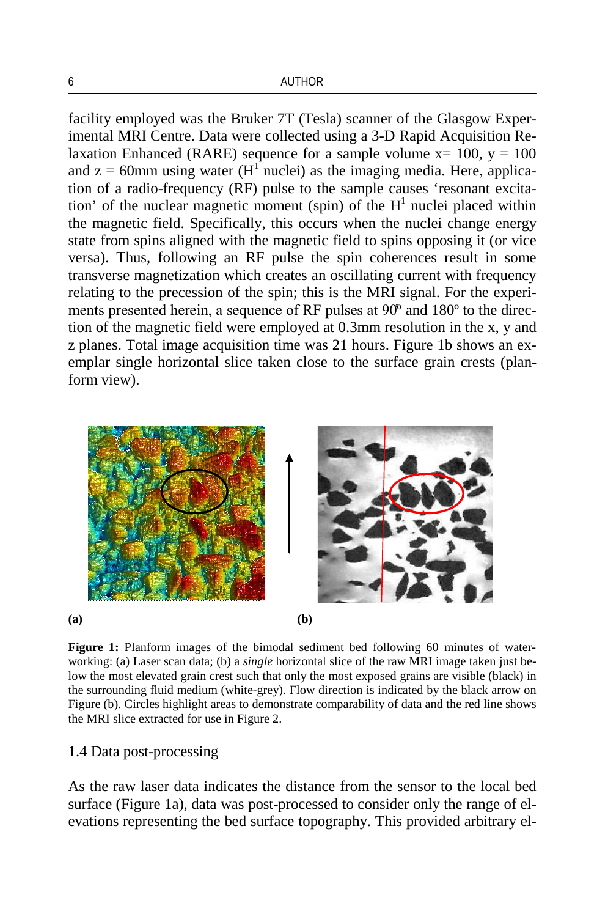facility employed was the Bruker 7T (Tesla) scanner of the Glasgow Experimental MRI Centre. Data were collected using a 3-D Rapid Acquisition Relaxation Enhanced (RARE) sequence for a sample volume x= 100, y = 100 and z = 60mm using water ($H^1$ nuclei) as the imaging media. Here, application of a radio-frequency (RF) pulse to the sample causes 'resonant excitation' of the nuclear magnetic moment (spin) of the $H^1$ nuclei placed within the magnetic field. Specifically, this occurs when the nuclei change energy state from spins aligned with the magnetic field to spins opposing it (or vice versa). Thus, following an RF pulse the spin coherences result in some transverse magnetization which creates an oscillating current with frequency relating to the precession of the spin; this is the MRI signal. For the experiments presented herein, a sequence of RF pulses at 90º and 180º to the direction of the magnetic field were employed at 0.3mm resolution in the x, y and z planes. Total image acquisition time was 21 hours. Figure 1b shows an exemplar single horizontal slice taken close to the surface grain crests (planform view).

(a) (b)

**Figure 1:** Planform images of the bimodal sediment bed following 60 minutes of water-working: (a) Laser scan data; (b) a *single* horizontal slice of the raw MRI image taken just below the most elevated grain crest such that only the most exposed grains are visible (black) in the surrounding fluid medium (white-grey). Flow direction is indicated by the black arrow on Figure (b). Circles highlight areas to demonstrate comparability of data and the red line shows the MRI slice extracted for use in Figure 2.

### 1.4 Data post-processing

As the raw laser data indicates the distance from the sensor to the local bed surface (Figure 1a), data was post-processed to consider only the range of elevations representing the bed surface topography. This provided arbitrary el-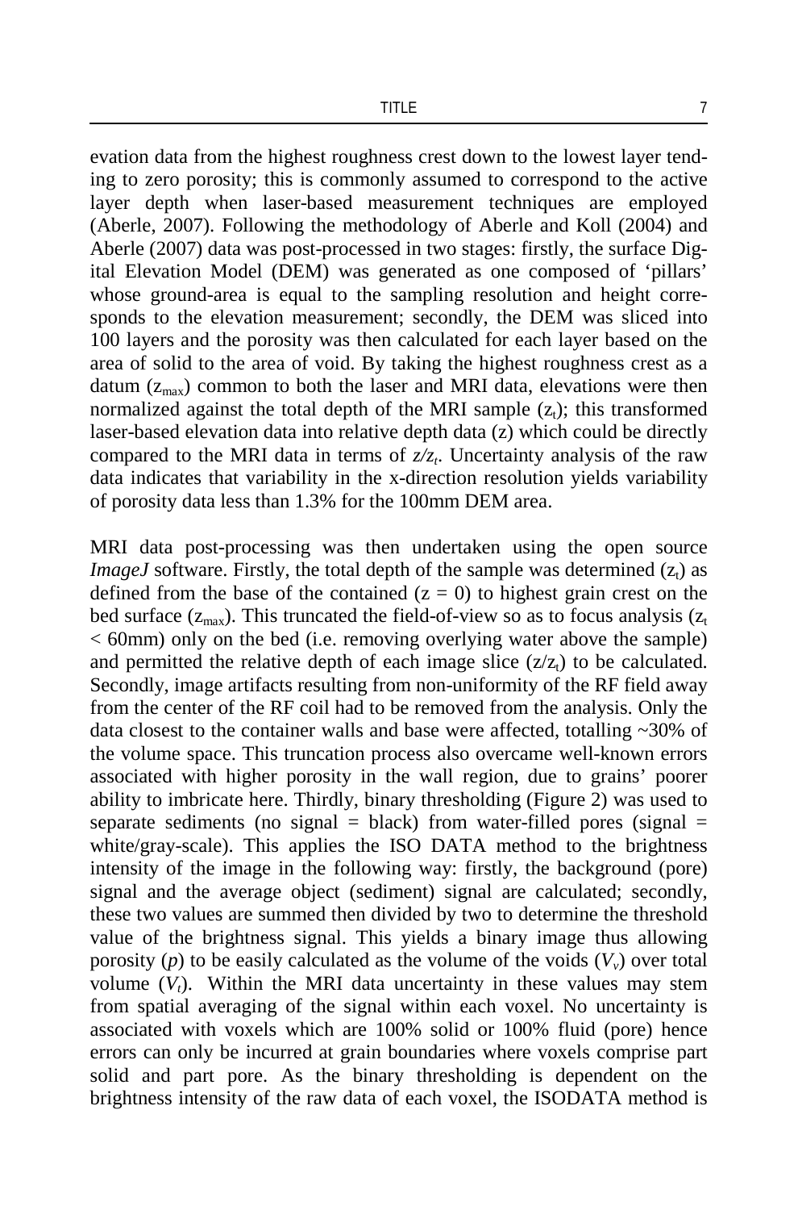evation data from the highest roughness crest down to the lowest layer tending to zero porosity; this is commonly assumed to correspond to the active layer depth when laser-based measurement techniques are employed (Aberle, 2007). Following the methodology of Aberle and Koll (2004) and Aberle (2007) data was post-processed in two stages: firstly, the surface Digital Elevation Model (DEM) was generated as one composed of 'pillars' whose ground-area is equal to the sampling resolution and height corresponds to the elevation measurement; secondly, the DEM was sliced into 100 layers and the porosity was then calculated for each layer based on the area of solid to the area of void. By taking the highest roughness crest as a datum ($z_{max}$) common to both the laser and MRI data, elevations were then normalized against the total depth of the MRI sample ($z_t$); this transformed laser-based elevation data into relative depth data (z) which could be directly compared to the MRI data in terms of $z/z_t$. Uncertainty analysis of the raw data indicates that variability in the x-direction resolution yields variability of porosity data less than 1.3% for the 100mm DEM area.

MRI data post-processing was then undertaken using the open source *ImageJ* software. Firstly, the total depth of the sample was determined ($z_t$) as defined from the base of the contained ($z = 0$) to highest grain crest on the bed surface ($z_{max}$). This truncated the field-of-view so as to focus analysis ($z_t < 60$mm) only on the bed (i.e. removing overlying water above the sample) and permitted the relative depth of each image slice ($z/z_t$) to be calculated. Secondly, image artifacts resulting from non-uniformity of the RF field away from the center of the RF coil had to be removed from the analysis. Only the data closest to the container walls and base were affected, totalling ~30% of the volume space. This truncation process also overcame well-known errors associated with higher porosity in the wall region, due to grains' poorer ability to imbricate here. Thirdly, binary thresholding (Figure 2) was used to separate sediments (no signal = black) from water-filled pores (signal = white/gray-scale). This applies the ISO DATA method to the brightness intensity of the image in the following way: firstly, the background (pore) signal and the average object (sediment) signal are calculated; secondly, these two values are summed then divided by two to determine the threshold value of the brightness signal. This yields a binary image thus allowing porosity ($p$) to be easily calculated as the volume of the voids ($V_v$) over total volume ($V_t$). Within the MRI data uncertainty in these values may stem from spatial averaging of the signal within each voxel. No uncertainty is associated with voxels which are 100% solid or 100% fluid (pore) hence errors can only be incurred at grain boundaries where voxels comprise part solid and part pore. As the binary thresholding is dependent on the brightness intensity of the raw data of each voxel, the ISODATA method is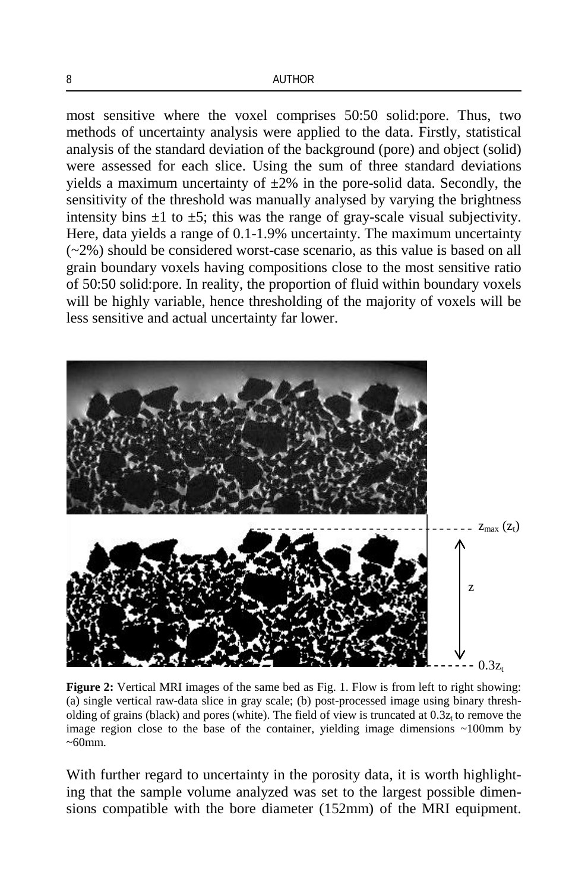most sensitive where the voxel comprises 50:50 solid:pore. Thus, two methods of uncertainty analysis were applied to the data. Firstly, statistical analysis of the standard deviation of the background (pore) and object (solid) were assessed for each slice. Using the sum of three standard deviations yields a maximum uncertainty of ±2% in the pore-solid data. Secondly, the sensitivity of the threshold was manually analysed by varying the brightness intensity bins ±1 to ±5; this was the range of gray-scale visual subjectivity. Here, data yields a range of 0.1-1.9% uncertainty. The maximum uncertainty (~2%) should be considered worst-case scenario, as this value is based on all grain boundary voxels having compositions close to the most sensitive ratio of 50:50 solid:pore. In reality, the proportion of fluid within boundary voxels will be highly variable, hence thresholding of the majority of voxels will be less sensitive and actual uncertainty far lower.

**Figure 2:** Vertical MRI images of the same bed as Fig. 1. Flow is from left to right showing: (a) single vertical raw-data slice in gray scale; (b) post-processed image using binary thresholding of grains (black) and pores (white). The field of view is truncated at $0.3z_t$ to remove the image region close to the base of the container, yielding image dimensions ~100mm by ~60mm.

With further regard to uncertainty in the porosity data, it is worth highlighting that the sample volume analyzed was set to the largest possible dimensions compatible with the bore diameter (152mm) of the MRI equipment.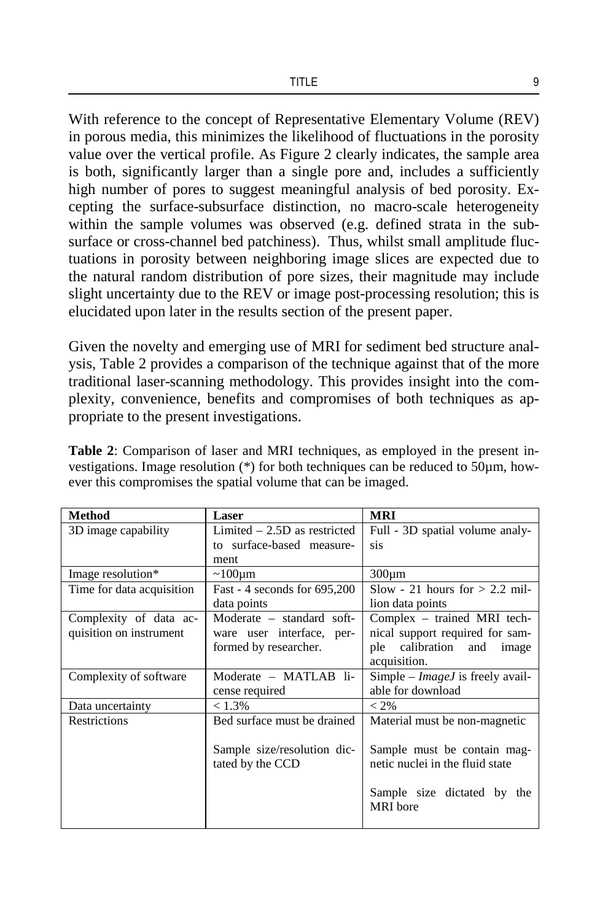With reference to the concept of Representative Elementary Volume (REV) in porous media, this minimizes the likelihood of fluctuations in the porosity value over the vertical profile. As Figure 2 clearly indicates, the sample area is both, significantly larger than a single pore and, includes a sufficiently high number of pores to suggest meaningful analysis of bed porosity. Excepting the surface-subsurface distinction, no macro-scale heterogeneity within the sample volumes was observed (e.g. defined strata in the subsurface or cross-channel bed patchiness). Thus, whilst small amplitude fluctuations in porosity between neighboring image slices are expected due to the natural random distribution of pore sizes, their magnitude may include slight uncertainty due to the REV or image post-processing resolution; this is elucidated upon later in the results section of the present paper.

Given the novelty and emerging use of MRI for sediment bed structure analysis, Table 2 provides a comparison of the technique against that of the more traditional laser-scanning methodology. This provides insight into the complexity, convenience, benefits and compromises of both techniques as appropriate to the present investigations.

**Table 2**: Comparison of laser and MRI techniques, as employed in the present investigations. Image resolution (*) for both techniques can be reduced to 50µm, however this compromises the spatial volume that can be imaged.

| **Method** | **Laser** | **MRI** |
| --- | --- | --- |
| 3D image capability | Limited – 2.5D as restricted to surface-based measurement | Full - 3D spatial volume analysis |
| Image resolution* | ~100µm | 300µm |
| Time for data acquisition | Fast - 4 seconds for 695,200 data points | Slow - 21 hours for > 2.2 million data points |
| Complexity of data acquisition on instrument | Moderate – standard software user interface, performed by researcher. | Complex – trained MRI technical support required for sample calibration and image acquisition. |
| Complexity of software | Moderate – MATLAB license required | Simple – *ImageJ* is freely available for download |
| Data uncertainty | < 1.3% | < 2% |
| Restrictions | Bed surface must be drained<br><br>Sample size/resolution dictated by the CCD | Material must be non-magnetic<br><br>Sample must be contain magnetic nuclei in the fluid state<br><br>Sample size dictated by the MRI bore |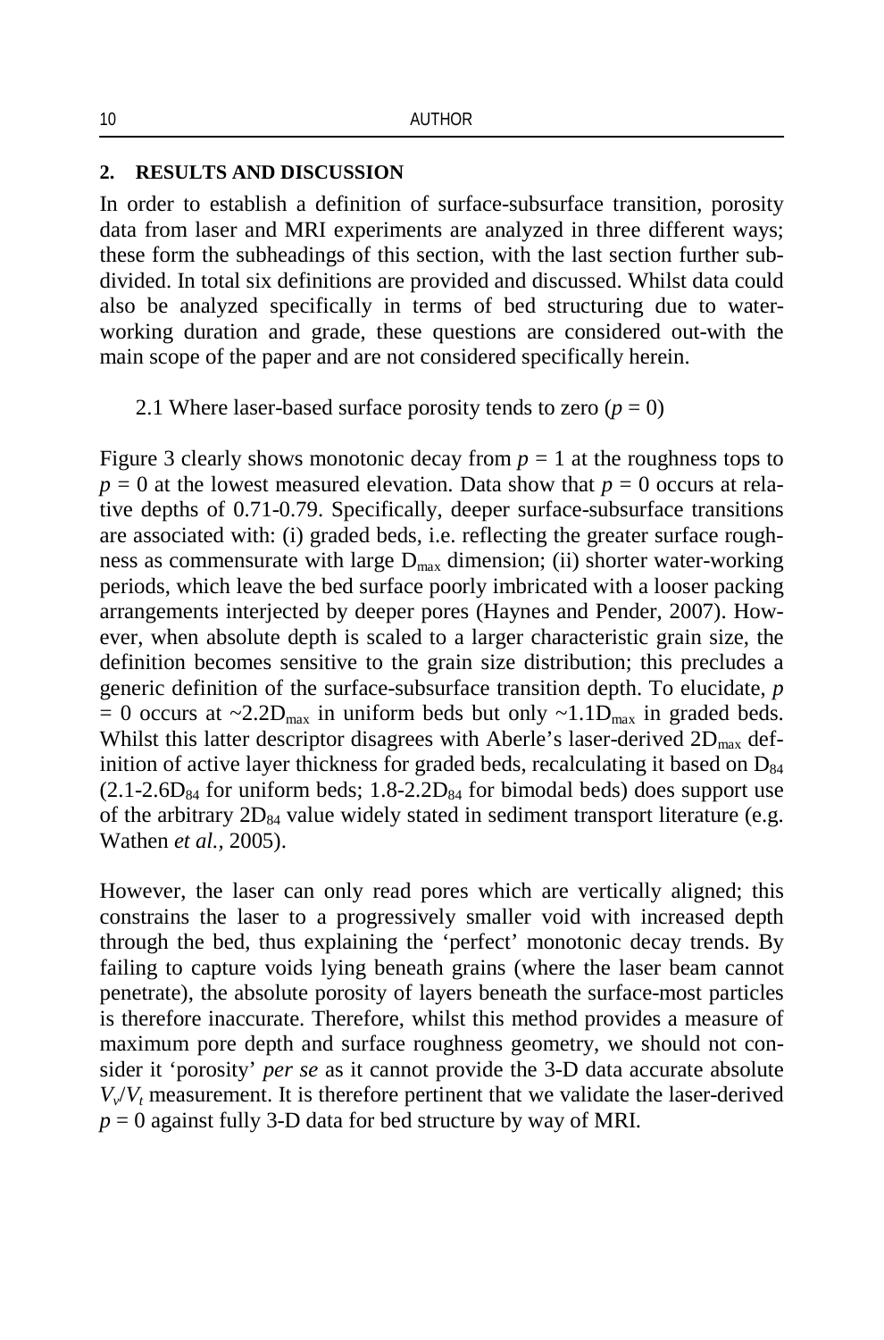## 2. RESULTS AND DISCUSSION

In order to establish a definition of surface-subsurface transition, porosity data from laser and MRI experiments are analyzed in three different ways; these form the subheadings of this section, with the last section further subdivided. In total six definitions are provided and discussed. Whilst data could also be analyzed specifically in terms of bed structuring due to water-working duration and grade, these questions are considered out-with the main scope of the paper and are not considered specifically herein.

### 2.1 Where laser-based surface porosity tends to zero ($p = 0$)

Figure 3 clearly shows monotonic decay from $p = 1$ at the roughness tops to $p = 0$ at the lowest measured elevation. Data show that $p = 0$ occurs at relative depths of 0.71-0.79. Specifically, deeper surface-subsurface transitions are associated with: (i) graded beds, i.e. reflecting the greater surface roughness as commensurate with large $D_{max}$ dimension; (ii) shorter water-working periods, which leave the bed surface poorly imbricated with a looser packing arrangements interjected by deeper pores (Haynes and Pender, 2007). However, when absolute depth is scaled to a larger characteristic grain size, the definition becomes sensitive to the grain size distribution; this precludes a generic definition of the surface-subsurface transition depth. To elucidate, $p = 0$ occurs at ~$2.2D_{max}$ in uniform beds but only ~$1.1D_{max}$ in graded beds. Whilst this latter descriptor disagrees with Aberle's laser-derived $2D_{max}$ definition of active layer thickness for graded beds, recalculating it based on $D_{84}$ ($2.1$-$2.6D_{84}$ for uniform beds; $1.8$-$2.2D_{84}$ for bimodal beds) does support use of the arbitrary $2D_{84}$ value widely stated in sediment transport literature (e.g. Wathen *et al.*, 2005).

However, the laser can only read pores which are vertically aligned; this constrains the laser to a progressively smaller void with increased depth through the bed, thus explaining the 'perfect' monotonic decay trends. By failing to capture voids lying beneath grains (where the laser beam cannot penetrate), the absolute porosity of layers beneath the surface-most particles is therefore inaccurate. Therefore, whilst this method provides a measure of maximum pore depth and surface roughness geometry, we should not consider it 'porosity' *per se* as it cannot provide the 3-D data accurate absolute $V_v/V_t$ measurement. It is therefore pertinent that we validate the laser-derived $p = 0$ against fully 3-D data for bed structure by way of MRI.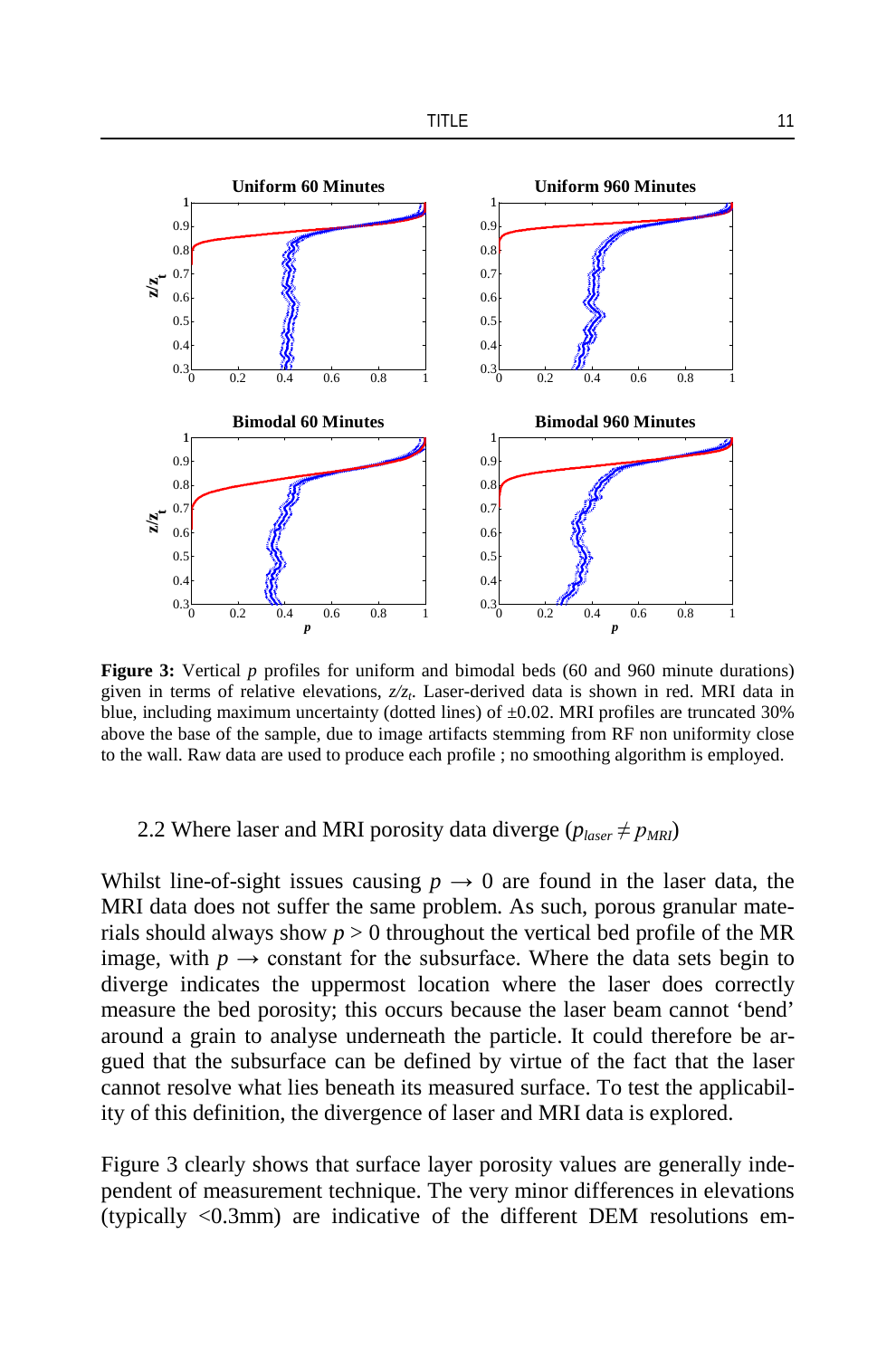**Figure 3:** Vertical $p$ profiles for uniform and bimodal beds (60 and 960 minute durations) given in terms of relative elevations, $z/z_t$. Laser-derived data is shown in red. MRI data in blue, including maximum uncertainty (dotted lines) of ±0.02. MRI profiles are truncated 30% above the base of the sample, due to image artifacts stemming from RF non uniformity close to the wall. Raw data are used to produce each profile ; no smoothing algorithm is employed.

## 2.2 Where laser and MRI porosity data diverge ($p_{laser} \neq p_{MRI}$)

Whilst line-of-sight issues causing $p \rightarrow 0$ are found in the laser data, the MRI data does not suffer the same problem. As such, porous granular materials should always show $p > 0$ throughout the vertical bed profile of the MR image, with $p \rightarrow$ constant for the subsurface. Where the data sets begin to diverge indicates the uppermost location where the laser does correctly measure the bed porosity; this occurs because the laser beam cannot 'bend' around a grain to analyse underneath the particle. It could therefore be argued that the subsurface can be defined by virtue of the fact that the laser cannot resolve what lies beneath its measured surface. To test the applicability of this definition, the divergence of laser and MRI data is explored.

Figure 3 clearly shows that surface layer porosity values are generally independent of measurement technique. The very minor differences in elevations (typically <0.3mm) are indicative of the different DEM resolutions em-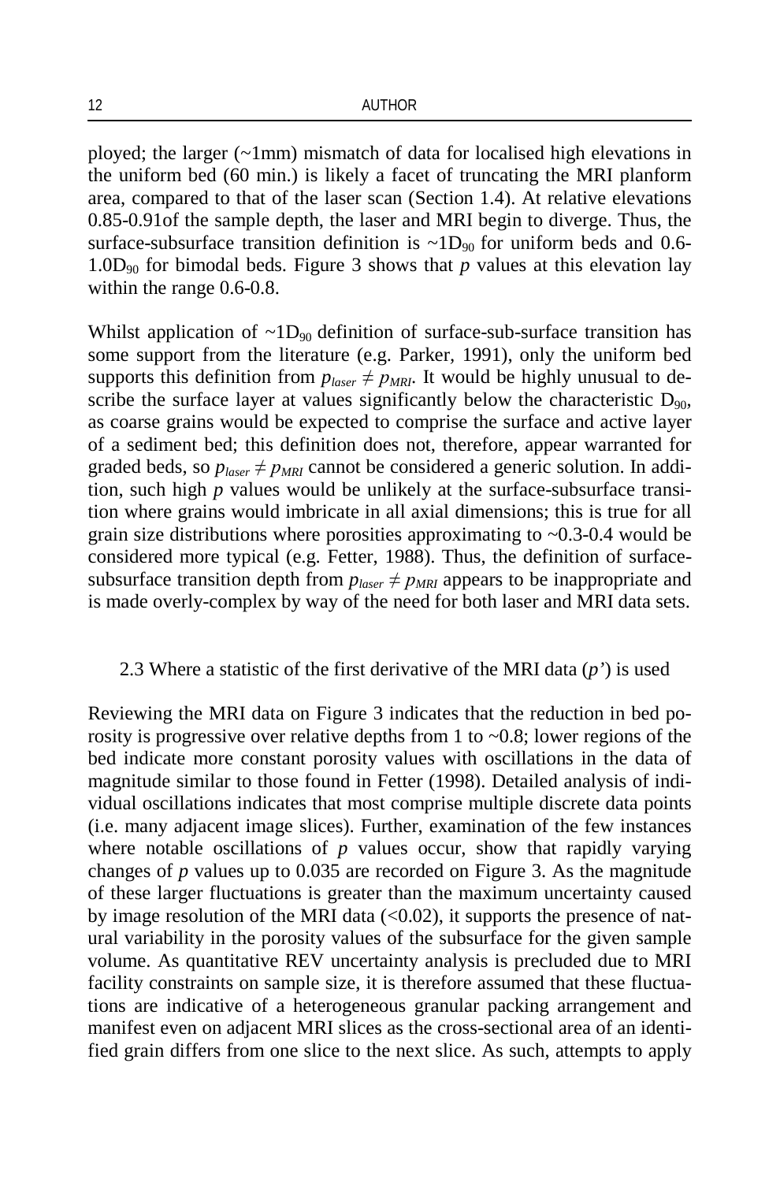ployed; the larger (~1mm) mismatch of data for localised high elevations in the uniform bed (60 min.) is likely a facet of truncating the MRI planform area, compared to that of the laser scan (Section 1.4). At relative elevations 0.85-0.91of the sample depth, the laser and MRI begin to diverge. Thus, the surface-subsurface transition definition is ~1$D_{90}$ for uniform beds and 0.6-1.0$D_{90}$ for bimodal beds. Figure 3 shows that $p$ values at this elevation lay within the range 0.6-0.8.

Whilst application of ~1$D_{90}$ definition of surface-sub-surface transition has some support from the literature (e.g. Parker, 1991), only the uniform bed supports this definition from $p_{laser} \neq p_{MRI}$. It would be highly unusual to describe the surface layer at values significantly below the characteristic $D_{90}$, as coarse grains would be expected to comprise the surface and active layer of a sediment bed; this definition does not, therefore, appear warranted for graded beds, so $p_{laser} \neq p_{MRI}$ cannot be considered a generic solution. In addition, such high $p$ values would be unlikely at the surface-subsurface transition where grains would imbricate in all axial dimensions; this is true for all grain size distributions where porosities approximating to ~0.3-0.4 would be considered more typical (e.g. Fetter, 1988). Thus, the definition of surface-subsurface transition depth from $p_{laser} \neq p_{MRI}$ appears to be inappropriate and is made overly-complex by way of the need for both laser and MRI data sets.

### 2.3 Where a statistic of the first derivative of the MRI data ($p'$) is used

Reviewing the MRI data on Figure 3 indicates that the reduction in bed porosity is progressive over relative depths from 1 to ~0.8; lower regions of the bed indicate more constant porosity values with oscillations in the data of magnitude similar to those found in Fetter (1998). Detailed analysis of individual oscillations indicates that most comprise multiple discrete data points (i.e. many adjacent image slices). Further, examination of the few instances where notable oscillations of $p$ values occur, show that rapidly varying changes of $p$ values up to 0.035 are recorded on Figure 3. As the magnitude of these larger fluctuations is greater than the maximum uncertainty caused by image resolution of the MRI data (<0.02), it supports the presence of natural variability in the porosity values of the subsurface for the given sample volume. As quantitative REV uncertainty analysis is precluded due to MRI facility constraints on sample size, it is therefore assumed that these fluctuations are indicative of a heterogeneous granular packing arrangement and manifest even on adjacent MRI slices as the cross-sectional area of an identified grain differs from one slice to the next slice. As such, attempts to apply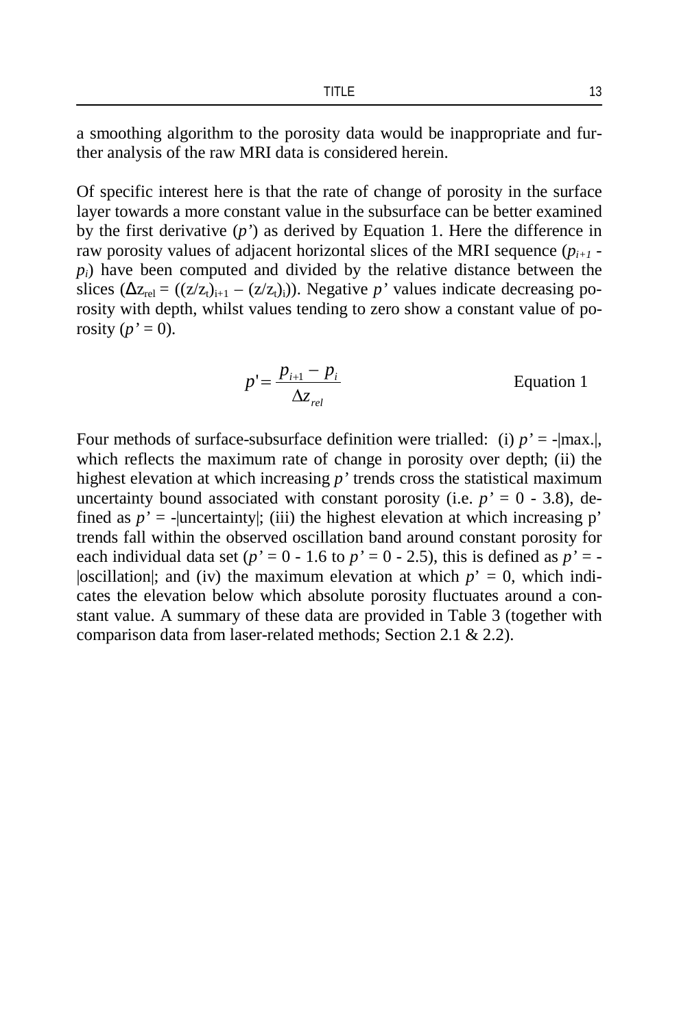a smoothing algorithm to the porosity data would be inappropriate and further analysis of the raw MRI data is considered herein.

Of specific interest here is that the rate of change of porosity in the surface layer towards a more constant value in the subsurface can be better examined by the first derivative ($p'$) as derived by Equation 1. Here the difference in raw porosity values of adjacent horizontal slices of the MRI sequence ($p_{i+1} - p_i$) have been computed and divided by the relative distance between the slices ($\Delta z_{rel} = ((z/z_t)_{i+1} - (z/z_t)_i)$). Negative $p'$ values indicate decreasing porosity with depth, whilst values tending to zero show a constant value of porosity ($p' = 0$).

$$p' = \frac{p_{i+1} - p_i}{\Delta z_{rel}} \qquad \text{Equation 1}$$

Four methods of surface-subsurface definition were trialled: (i) $p' = -|\text{max.}|$, which reflects the maximum rate of change in porosity over depth; (ii) the highest elevation at which increasing $p'$ trends cross the statistical maximum uncertainty bound associated with constant porosity (i.e. $p' = 0 - 3.8$), defined as $p' = -|\text{uncertainty}|$; (iii) the highest elevation at which increasing p' trends fall within the observed oscillation band around constant porosity for each individual data set ($p' = 0 - 1.6$ to $p' = 0 - 2.5$), this is defined as $p' = -|\text{oscillation}|$; and (iv) the maximum elevation at which $p' = 0$, which indicates the elevation below which absolute porosity fluctuates around a constant value. A summary of these data are provided in Table 3 (together with comparison data from laser-related methods; Section 2.1 & 2.2).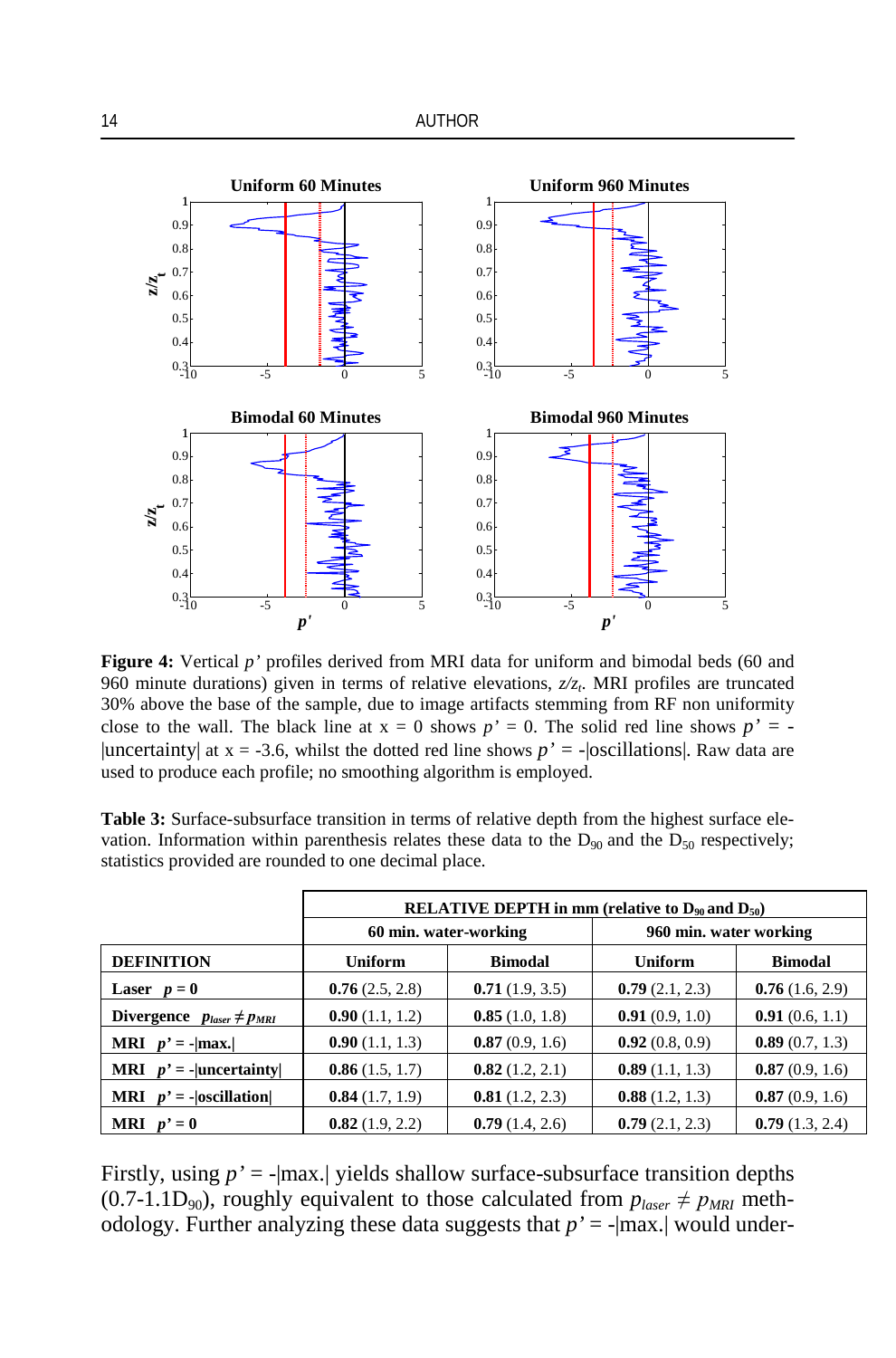**Figure 4:** Vertical $p'$ profiles derived from MRI data for uniform and bimodal beds (60 and 960 minute durations) given in terms of relative elevations, $z/z_t$. MRI profiles are truncated 30% above the base of the sample, due to image artifacts stemming from RF non uniformity close to the wall. The black line at x = 0 shows $p' = 0$. The solid red line shows $p' = -|\text{uncertainty}|$ at x = -3.6, whilst the dotted red line shows $p' = -|\text{oscillations}|$. Raw data are used to produce each profile; no smoothing algorithm is employed.

**Table 3:** Surface-subsurface transition in terms of relative depth from the highest surface elevation. Information within parenthesis relates these data to the $D_{90}$ and the $D_{50}$ respectively; statistics provided are rounded to one decimal place.

| | **RELATIVE DEPTH in mm (relative to $D_{90}$ and $D_{50}$)** | | | |
|---|---|---|---|---|
| | **60 min. water-working** | | **960 min. water working** | |
| **DEFINITION** | **Uniform** | **Bimodal** | **Uniform** | **Bimodal** |
| **Laser** $p = 0$ | **0.76** (2.5, 2.8) | **0.71** (1.9, 3.5) | **0.79** (2.1, 2.3) | **0.76** (1.6, 2.9) |
| **Divergence** $p_{laser} \neq p_{MRI}$ | **0.90** (1.1, 1.2) | **0.85** (1.0, 1.8) | **0.91** (0.9, 1.0) | **0.91** (0.6, 1.1) |
| **MRI** $p' = -\|\text{max.}\|$ | **0.90** (1.1, 1.3) | **0.87** (0.9, 1.6) | **0.92** (0.8, 0.9) | **0.89** (0.7, 1.3) |
| **MRI** $p' = -\|\text{uncertainty}\|$ | **0.86** (1.5, 1.7) | **0.82** (1.2, 2.1) | **0.89** (1.1, 1.3) | **0.87** (0.9, 1.6) |
| **MRI** $p' = -\|\text{oscillation}\|$ | **0.84** (1.7, 1.9) | **0.81** (1.2, 2.3) | **0.88** (1.2, 1.3) | **0.87** (0.9, 1.6) |
| **MRI** $p' = 0$ | **0.82** (1.9, 2.2) | **0.79** (1.4, 2.6) | **0.79** (2.1, 2.3) | **0.79** (1.3, 2.4) |

Firstly, using $p' = -|\text{max.}|$ yields shallow surface-subsurface transition depths (0.7-1.1$D_{90}$), roughly equivalent to those calculated from $p_{laser} \neq p_{MRI}$ methodology. Further analyzing these data suggests that $p' = -|\text{max.}|$ would under-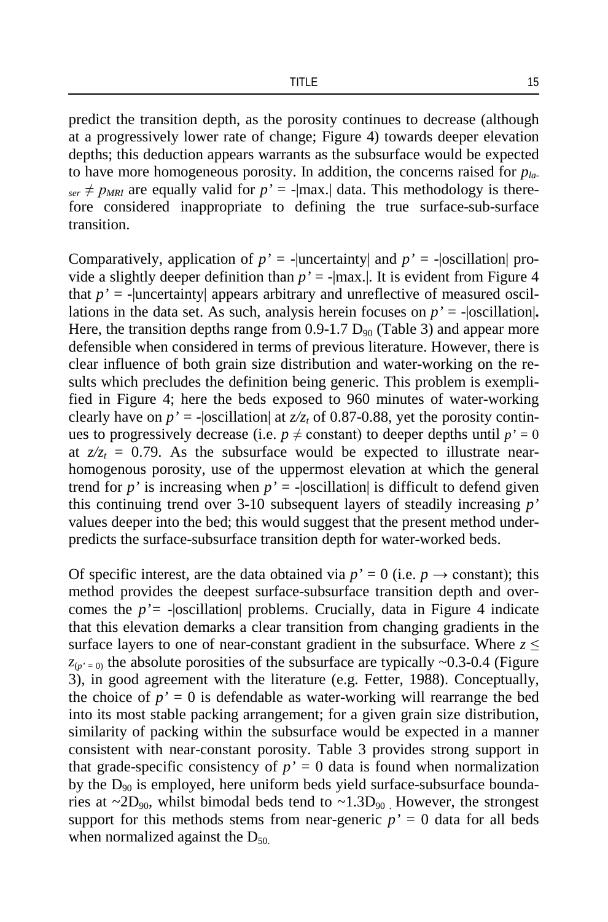predict the transition depth, as the porosity continues to decrease (although at a progressively lower rate of change; Figure 4) towards deeper elevation depths; this deduction appears warrants as the subsurface would be expected to have more homogeneous porosity. In addition, the concerns raised for $p_{laser} \neq p_{MRI}$ are equally valid for $p' = -|\text{max.}|$ data. This methodology is therefore considered inappropriate to defining the true surface-sub-surface transition.

Comparatively, application of $p' = -|\text{uncertainty}|$ and $p' = -|\text{oscillation}|$ provide a slightly deeper definition than $p' = -|\text{max.}|$. It is evident from Figure 4 that $p' = -|\text{uncertainty}|$ appears arbitrary and unreflective of measured oscillations in the data set. As such, analysis herein focuses on $p' = -|\text{oscillation}|$**.** Here, the transition depths range from 0.9-1.7 $D_{90}$ (Table 3) and appear more defensible when considered in terms of previous literature. However, there is clear influence of both grain size distribution and water-working on the results which precludes the definition being generic. This problem is exemplified in Figure 4; here the beds exposed to 960 minutes of water-working clearly have on $p' = -|\text{oscillation}|$ at $z/z_t$ of 0.87-0.88, yet the porosity continues to progressively decrease (i.e. $p \neq$ constant) to deeper depths until $p' = 0$ at $z/z_t = 0.79$. As the subsurface would be expected to illustrate near-homogenous porosity, use of the uppermost elevation at which the general trend for $p'$ is increasing when $p' = -|\text{oscillation}|$ is difficult to defend given this continuing trend over 3-10 subsequent layers of steadily increasing $p'$ values deeper into the bed; this would suggest that the present method underpredicts the surface-subsurface transition depth for water-worked beds.

Of specific interest, are the data obtained via $p' = 0$ (i.e. $p \rightarrow$ constant); this method provides the deepest surface-subsurface transition depth and overcomes the $p' = -|\text{oscillation}|$ problems. Crucially, data in Figure 4 indicate that this elevation demarks a clear transition from changing gradients in the surface layers to one of near-constant gradient in the subsurface. Where $z \leq z_{(p'=0)}$ the absolute porosities of the subsurface are typically ~0.3-0.4 (Figure 3), in good agreement with the literature (e.g. Fetter, 1988). Conceptually, the choice of $p' = 0$ is defendable as water-working will rearrange the bed into its most stable packing arrangement; for a given grain size distribution, similarity of packing within the subsurface would be expected in a manner consistent with near-constant porosity. Table 3 provides strong support in that grade-specific consistency of $p' = 0$ data is found when normalization by the $D_{90}$ is employed, here uniform beds yield surface-subsurface boundaries at ~2$D_{90}$, whilst bimodal beds tend to ~1.3$D_{90}$ . However, the strongest support for this methods stems from near-generic $p' = 0$ data for all beds when normalized against the $D_{50.}$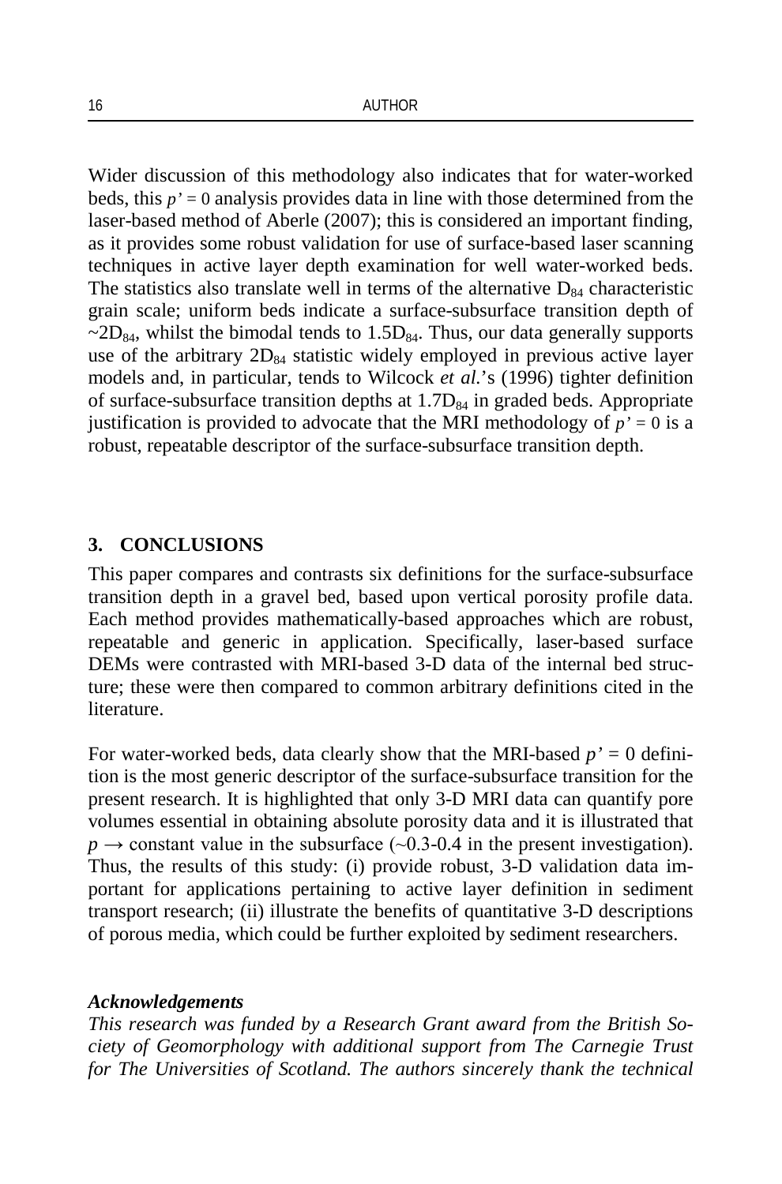Wider discussion of this methodology also indicates that for water-worked beds, this $p' = 0$ analysis provides data in line with those determined from the laser-based method of Aberle (2007); this is considered an important finding, as it provides some robust validation for use of surface-based laser scanning techniques in active layer depth examination for well water-worked beds. The statistics also translate well in terms of the alternative $D_{84}$ characteristic grain scale; uniform beds indicate a surface-subsurface transition depth of $\sim 2D_{84}$, whilst the bimodal tends to $1.5D_{84}$. Thus, our data generally supports use of the arbitrary $2D_{84}$ statistic widely employed in previous active layer models and, in particular, tends to Wilcock *et al.*'s (1996) tighter definition of surface-subsurface transition depths at $1.7D_{84}$ in graded beds. Appropriate justification is provided to advocate that the MRI methodology of $p' = 0$ is a robust, repeatable descriptor of the surface-subsurface transition depth.

## 3. CONCLUSIONS

This paper compares and contrasts six definitions for the surface-subsurface transition depth in a gravel bed, based upon vertical porosity profile data. Each method provides mathematically-based approaches which are robust, repeatable and generic in application. Specifically, laser-based surface DEMs were contrasted with MRI-based 3-D data of the internal bed structure; these were then compared to common arbitrary definitions cited in the literature.

For water-worked beds, data clearly show that the MRI-based $p' = 0$ definition is the most generic descriptor of the surface-subsurface transition for the present research. It is highlighted that only 3-D MRI data can quantify pore volumes essential in obtaining absolute porosity data and it is illustrated that $p \rightarrow$ constant value in the subsurface (~0.3-0.4 in the present investigation). Thus, the results of this study: (i) provide robust, 3-D validation data important for applications pertaining to active layer definition in sediment transport research; (ii) illustrate the benefits of quantitative 3-D descriptions of porous media, which could be further exploited by sediment researchers.

### *Acknowledgements*

*This research was funded by a Research Grant award from the British Society of Geomorphology with additional support from The Carnegie Trust for The Universities of Scotland. The authors sincerely thank the technical*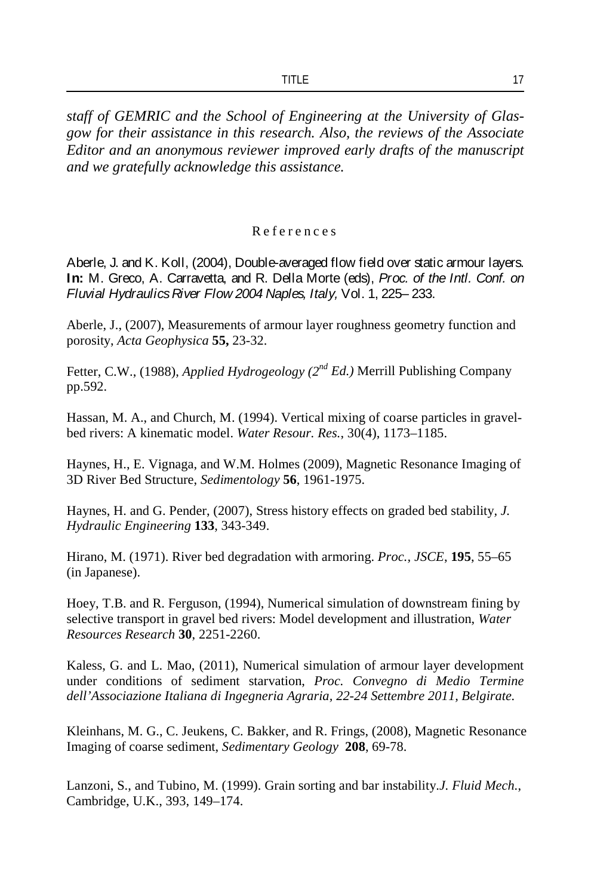*staff of GEMRIC and the School of Engineering at the University of Glasgow for their assistance in this research. Also, the reviews of the Associate Editor and an anonymous reviewer improved early drafts of the manuscript and we gratefully acknowledge this assistance.*

## References

Aberle, J. and K. Koll, (2004), Double-averaged flow field over static armour layers. **In:** M. Greco, A. Carravetta, and R. Della Morte (eds), *Proc. of the Intl. Conf. on Fluvial Hydraulics River Flow 2004 Naples, Italy,* Vol. 1, 225– 233.

Aberle, J., (2007), Measurements of armour layer roughness geometry function and porosity, *Acta Geophysica* **55,** 23-32.

Fetter, C.W., (1988), *Applied Hydrogeology (2nd Ed.)* Merrill Publishing Company pp.592.

Hassan, M. A., and Church, M. (1994). Vertical mixing of coarse particles in gravel-bed rivers: A kinematic model. *Water Resour. Res.*, 30(4), 1173–1185.

Haynes, H., E. Vignaga, and W.M. Holmes (2009), Magnetic Resonance Imaging of 3D River Bed Structure, *Sedimentology* **56**, 1961-1975.

Haynes, H. and G. Pender, (2007), Stress history effects on graded bed stability, *J. Hydraulic Engineering* **133**, 343-349.

Hirano, M. (1971). River bed degradation with armoring. *Proc., JSCE*, **195**, 55–65 (in Japanese).

Hoey, T.B. and R. Ferguson, (1994), Numerical simulation of downstream fining by selective transport in gravel bed rivers: Model development and illustration, *Water Resources Research* **30**, 2251-2260.

Kaless, G. and L. Mao, (2011), Numerical simulation of armour layer development under conditions of sediment starvation, *Proc. Convegno di Medio Termine dell'Associazione Italiana di Ingegneria Agraria, 22-24 Settembre 2011, Belgirate.*

Kleinhans, M. G., C. Jeukens, C. Bakker, and R. Frings, (2008), Magnetic Resonance Imaging of coarse sediment, *Sedimentary Geology* **208**, 69-78.

Lanzoni, S., and Tubino, M. (1999). Grain sorting and bar instability.*J. Fluid Mech.*, Cambridge, U.K., 393, 149–174.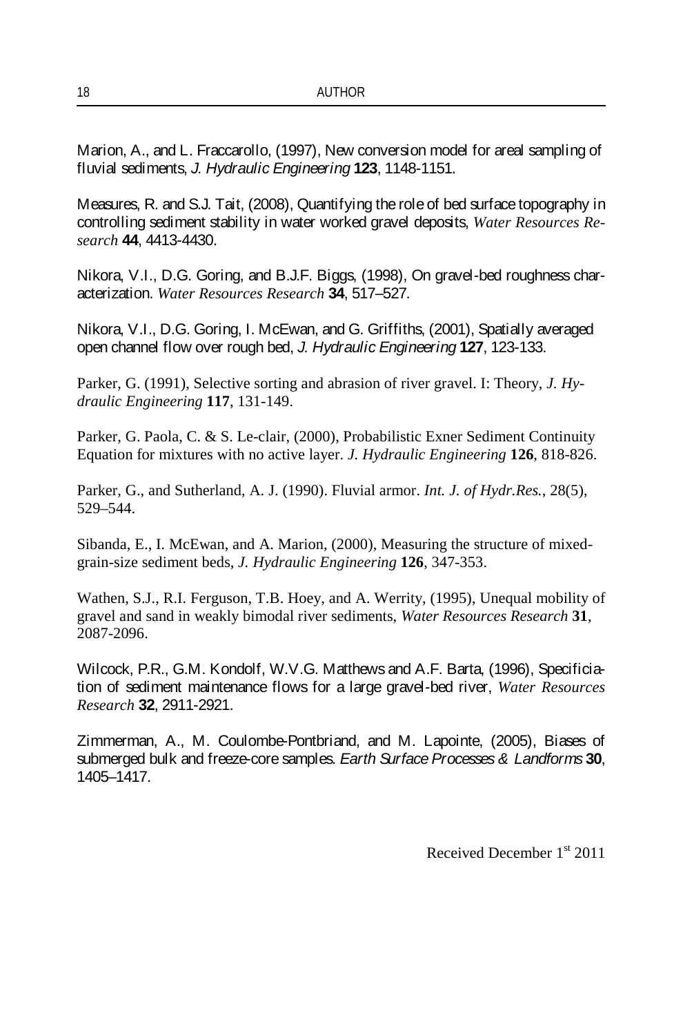Marion, A., and L. Fraccarollo, (1997), New conversion model for areal sampling of fluvial sediments, *J. Hydraulic Engineering* **123**, 1148-1151.

Measures, R. and S.J. Tait, (2008), Quantifying the role of bed surface topography in controlling sediment stability in water worked gravel deposits, *Water Resources Research* **44**, 4413-4430.

Nikora, V.I., D.G. Goring, and B.J.F. Biggs, (1998), On gravel-bed roughness characterization. *Water Resources Research* **34**, 517–527.

Nikora, V.I., D.G. Goring, I. McEwan, and G. Griffiths, (2001), Spatially averaged open channel flow over rough bed, *J. Hydraulic Engineering* **127**, 123-133.

Parker, G. (1991), Selective sorting and abrasion of river gravel. I: Theory, *J. Hydraulic Engineering* **117**, 131-149.

Parker, G. Paola, C. & S. Le-clair, (2000), Probabilistic Exner Sediment Continuity Equation for mixtures with no active layer. *J. Hydraulic Engineering* **126**, 818-826.

Parker, G., and Sutherland, A. J. (1990). Fluvial armor. *Int. J. of Hydr.Res.*, 28(5), 529–544.

Sibanda, E., I. McEwan, and A. Marion, (2000), Measuring the structure of mixed-grain-size sediment beds, *J. Hydraulic Engineering* **126**, 347-353.

Wathen, S.J., R.I. Ferguson, T.B. Hoey, and A. Werrity, (1995), Unequal mobility of gravel and sand in weakly bimodal river sediments, *Water Resources Research* **31**, 2087-2096.

Wilcock, P.R., G.M. Kondolf, W.V.G. Matthews and A.F. Barta, (1996), Specificiation of sediment maintenance flows for a large gravel-bed river, *Water Resources Research* **32**, 2911-2921.

Zimmerman, A., M. Coulombe-Pontbriand, and M. Lapointe, (2005), Biases of submerged bulk and freeze-core samples. *Earth Surface Processes & Landforms* **30**, 1405–1417.

Received December 1st 2011